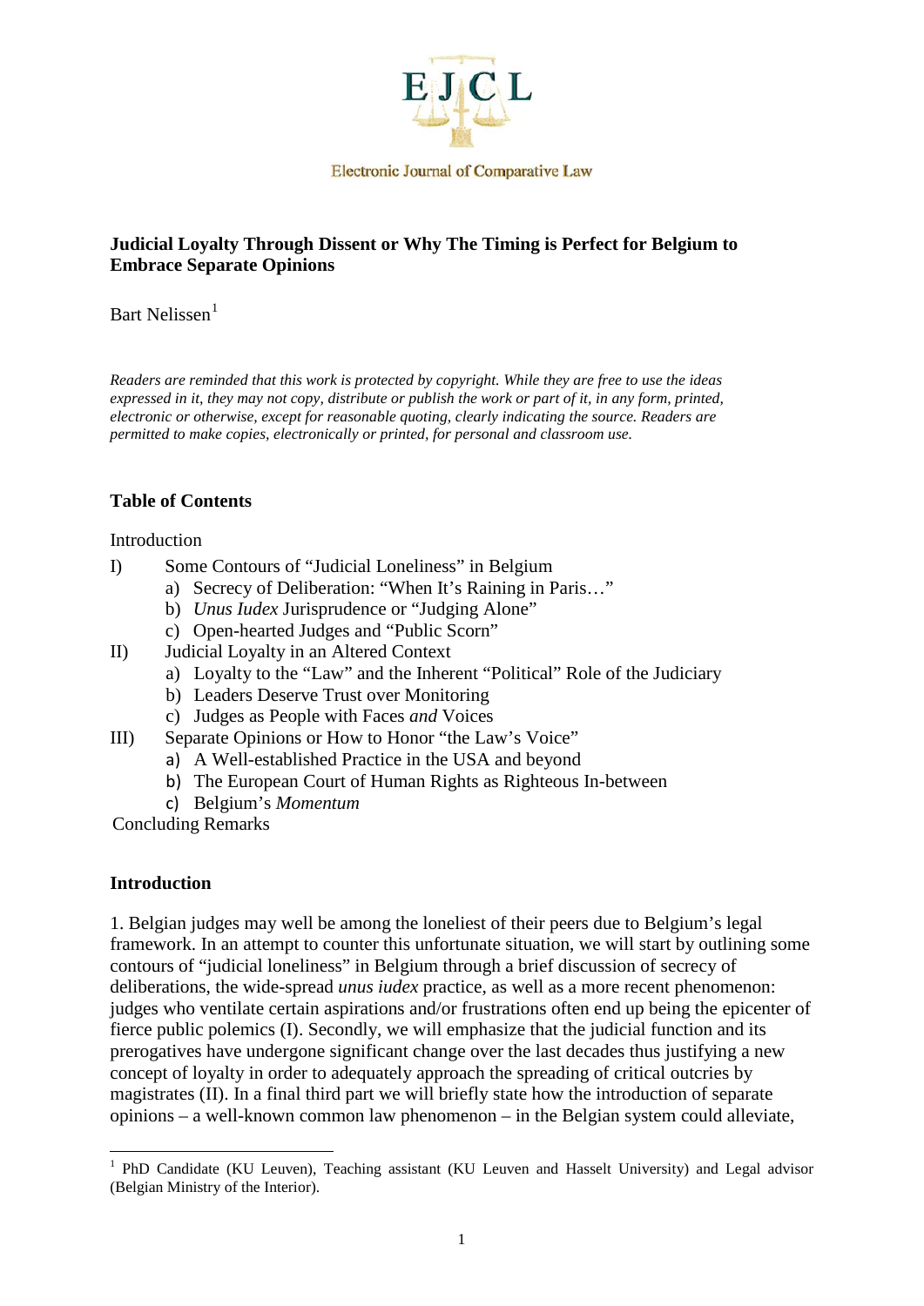Electronic Journal of Comparative Law

# Judicial Loyalty Through Dissent or Why The Timing is Perfect for Belgium to Embrace Separate Opinions

Bart Nelissen[1]

*Readers are reminded that this work is protected by copyright. While they are free to use the ideas expressed in it, they may not copy, distribute or publish the work or part of it, in any form, printed, electronic or otherwise, except for reasonable quoting, clearly indicating the source. Readers are permitted to make copies, electronically or printed, for personal and classroom use.*

## Table of Contents

Introduction

I) Some Contours of "Judicial Loneliness" in Belgium
   a) Secrecy of Deliberation: "When It's Raining in Paris…"
   b) *Unus Iudex* Jurisprudence or "Judging Alone"
   c) Open-hearted Judges and "Public Scorn"

II) Judicial Loyalty in an Altered Context
   a) Loyalty to the "Law" and the Inherent "Political" Role of the Judiciary
   b) Leaders Deserve Trust over Monitoring
   c) Judges as People with Faces *and* Voices

III) Separate Opinions or How to Honor "the Law's Voice"
   a) A Well-established Practice in the USA and beyond
   b) The European Court of Human Rights as Righteous In-between
   c) Belgium's *Momentum*

Concluding Remarks

## Introduction

1. Belgian judges may well be among the loneliest of their peers due to Belgium's legal framework. In an attempt to counter this unfortunate situation, we will start by outlining some contours of "judicial loneliness" in Belgium through a brief discussion of secrecy of deliberations, the wide-spread *unus iudex* practice, as well as a more recent phenomenon: judges who ventilate certain aspirations and/or frustrations often end up being the epicenter of fierce public polemics (I). Secondly, we will emphasize that the judicial function and its prerogatives have undergone significant change over the last decades thus justifying a new concept of loyalty in order to adequately approach the spreading of critical outcries by magistrates (II). In a final third part we will briefly state how the introduction of separate opinions – a well-known common law phenomenon – in the Belgian system could alleviate,

[1] PhD Candidate (KU Leuven), Teaching assistant (KU Leuven and Hasselt University) and Legal advisor (Belgian Ministry of the Interior).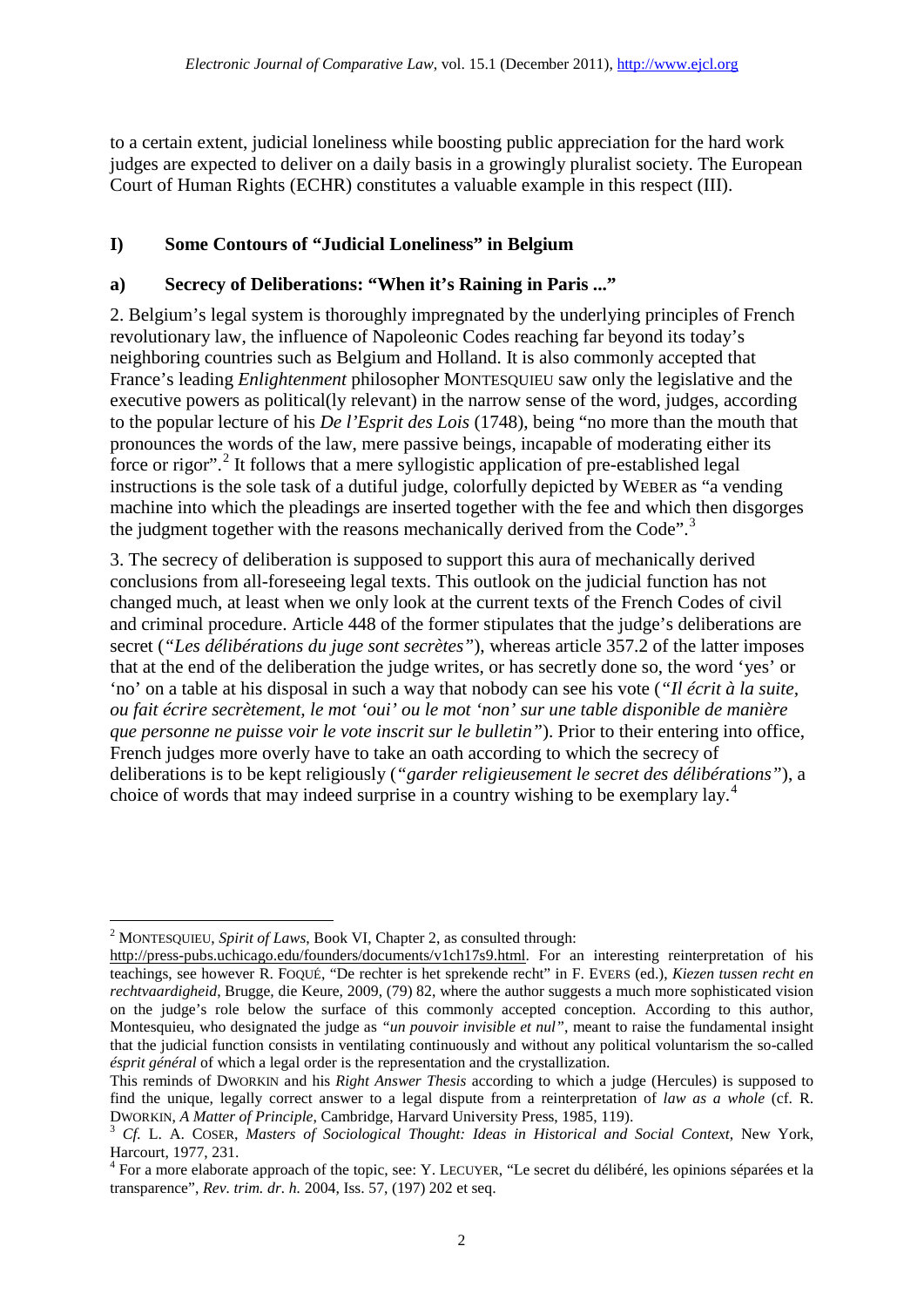to a certain extent, judicial loneliness while boosting public appreciation for the hard work judges are expected to deliver on a daily basis in a growingly pluralist society. The European Court of Human Rights (ECHR) constitutes a valuable example in this respect (III).

## I) Some Contours of "Judicial Loneliness" in Belgium

### a) Secrecy of Deliberations: "When it's Raining in Paris ..."

2. Belgium's legal system is thoroughly impregnated by the underlying principles of French revolutionary law, the influence of Napoleonic Codes reaching far beyond its today's neighboring countries such as Belgium and Holland. It is also commonly accepted that France's leading *Enlightenment* philosopher MONTESQUIEU saw only the legislative and the executive powers as political(ly relevant) in the narrow sense of the word, judges, according to the popular lecture of his *De l'Esprit des Lois* (1748), being "no more than the mouth that pronounces the words of the law, mere passive beings, incapable of moderating either its force or rigor".[2] It follows that a mere syllogistic application of pre-established legal instructions is the sole task of a dutiful judge, colorfully depicted by WEBER as "a vending machine into which the pleadings are inserted together with the fee and which then disgorges the judgment together with the reasons mechanically derived from the Code".[3]

3. The secrecy of deliberation is supposed to support this aura of mechanically derived conclusions from all-foreseeing legal texts. This outlook on the judicial function has not changed much, at least when we only look at the current texts of the French Codes of civil and criminal procedure. Article 448 of the former stipulates that the judge's deliberations are secret (*"Les délibérations du juge sont secrètes"*), whereas article 357.2 of the latter imposes that at the end of the deliberation the judge writes, or has secretly done so, the word 'yes' or 'no' on a table at his disposal in such a way that nobody can see his vote (*"Il écrit à la suite, ou fait écrire secrètement, le mot 'oui' ou le mot 'non' sur une table disponible de manière que personne ne puisse voir le vote inscrit sur le bulletin"*). Prior to their entering into office, French judges more overly have to take an oath according to which the secrecy of deliberations is to be kept religiously (*"garder religieusement le secret des délibérations"*), a choice of words that may indeed surprise in a country wishing to be exemplary lay.[4]

---

[2] MONTESQUIEU, *Spirit of Laws*, Book VI, Chapter 2, as consulted through: http://press-pubs.uchicago.edu/founders/documents/v1ch17s9.html. For an interesting reinterpretation of his teachings, see however R. FOQUÉ, "De rechter is het sprekende recht" in F. EVERS (ed.), *Kiezen tussen recht en rechtvaardigheid*, Brugge, die Keure, 2009, (79) 82, where the author suggests a much more sophisticated vision on the judge's role below the surface of this commonly accepted conception. According to this author, Montesquieu, who designated the judge as *"un pouvoir invisible et nul"*, meant to raise the fundamental insight that the judicial function consists in ventilating continuously and without any political voluntarism the so-called *ésprit général* of which a legal order is the representation and the crystallization.
This reminds of DWORKIN and his *Right Answer Thesis* according to which a judge (Hercules) is supposed to find the unique, legally correct answer to a legal dispute from a reinterpretation of *law as a whole* (cf. R. DWORKIN, *A Matter of Principle*, Cambridge, Harvard University Press, 1985, 119).

[3] *Cf.* L. A. COSER, *Masters of Sociological Thought: Ideas in Historical and Social Context*, New York, Harcourt, 1977, 231.

[4] For a more elaborate approach of the topic, see: Y. LECUYER, "Le secret du délibéré, les opinions séparées et la transparence", *Rev. trim. dr. h.* 2004, Iss. 57, (197) 202 et seq.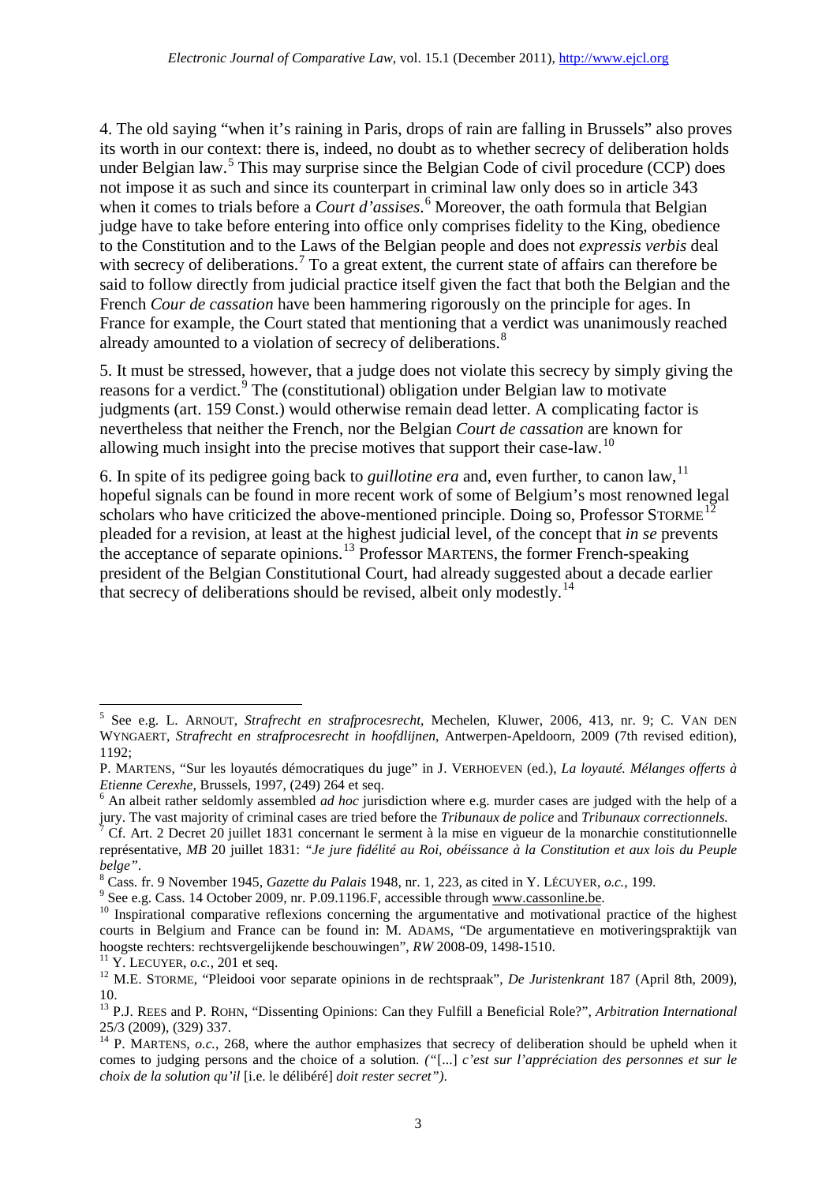4. The old saying "when it's raining in Paris, drops of rain are falling in Brussels" also proves its worth in our context: there is, indeed, no doubt as to whether secrecy of deliberation holds under Belgian law.[5] This may surprise since the Belgian Code of civil procedure (CCP) does not impose it as such and since its counterpart in criminal law only does so in article 343 when it comes to trials before a *Court d'assises*.[6] Moreover, the oath formula that Belgian judge have to take before entering into office only comprises fidelity to the King, obedience to the Constitution and to the Laws of the Belgian people and does not *expressis verbis* deal with secrecy of deliberations.[7] To a great extent, the current state of affairs can therefore be said to follow directly from judicial practice itself given the fact that both the Belgian and the French *Cour de cassation* have been hammering rigorously on the principle for ages. In France for example, the Court stated that mentioning that a verdict was unanimously reached already amounted to a violation of secrecy of deliberations.[8]

5. It must be stressed, however, that a judge does not violate this secrecy by simply giving the reasons for a verdict.[9] The (constitutional) obligation under Belgian law to motivate judgments (art. 159 Const.) would otherwise remain dead letter. A complicating factor is nevertheless that neither the French, nor the Belgian *Court de cassation* are known for allowing much insight into the precise motives that support their case-law.[10]

6. In spite of its pedigree going back to *guillotine era* and, even further, to canon law,[11] hopeful signals can be found in more recent work of some of Belgium's most renowned legal scholars who have criticized the above-mentioned principle. Doing so, Professor STORME[12] pleaded for a revision, at least at the highest judicial level, of the concept that *in se* prevents the acceptance of separate opinions.[13] Professor MARTENS, the former French-speaking president of the Belgian Constitutional Court, had already suggested about a decade earlier that secrecy of deliberations should be revised, albeit only modestly.[14]

---

[5] See e.g. L. ARNOUT, *Strafrecht en strafprocesrecht*, Mechelen, Kluwer, 2006, 413, nr. 9; C. VAN DEN WYNGAERT, *Strafrecht en strafprocesrecht in hoofdlijnen*, Antwerpen-Apeldoorn, 2009 (7th revised edition), 1192;
P. MARTENS, "Sur les loyautés démocratiques du juge" in J. VERHOEVEN (ed.), *La loyauté. Mélanges offerts à Etienne Cerexhe*, Brussels, 1997, (249) 264 et seq.

[6] An albeit rather seldomly assembled *ad hoc* jurisdiction where e.g. murder cases are judged with the help of a jury. The vast majority of criminal cases are tried before the *Tribunaux de police* and *Tribunaux correctionnels.*

[7] Cf. Art. 2 Decret 20 juillet 1831 concernant le serment à la mise en vigueur de la monarchie constitutionnelle représentative, *MB* 20 juillet 1831: *"Je jure fidélité au Roi, obéissance à la Constitution et aux lois du Peuple belge"*.

[8] Cass. fr. 9 November 1945, *Gazette du Palais* 1948, nr. 1, 223, as cited in Y. LÉCUYER, *o.c.*, 199.

[9] See e.g. Cass. 14 October 2009, nr. P.09.1196.F, accessible through www.cassonline.be.

[10] Inspirational comparative reflexions concerning the argumentative and motivational practice of the highest courts in Belgium and France can be found in: M. ADAMS, "De argumentatieve en motiveringspraktijk van hoogste rechters: rechtsvergelijkende beschouwingen", *RW* 2008-09, 1498-1510.

[11] Y. LECUYER, *o.c.*, 201 et seq.

[12] M.E. STORME, "Pleidooi voor separate opinions in de rechtspraak", *De Juristenkrant* 187 (April 8th, 2009), 10.

[13] P.J. REES and P. ROHN, "Dissenting Opinions: Can they Fulfill a Beneficial Role?", *Arbitration International* 25/3 (2009), (329) 337.

[14] P. MARTENS, *o.c.*, 268, where the author emphasizes that secrecy of deliberation should be upheld when it comes to judging persons and the choice of a solution. *(*"[...] *c'est sur l'appréciation des personnes et sur le choix de la solution qu'il* [i.e. le délibéré] *doit rester secret")*.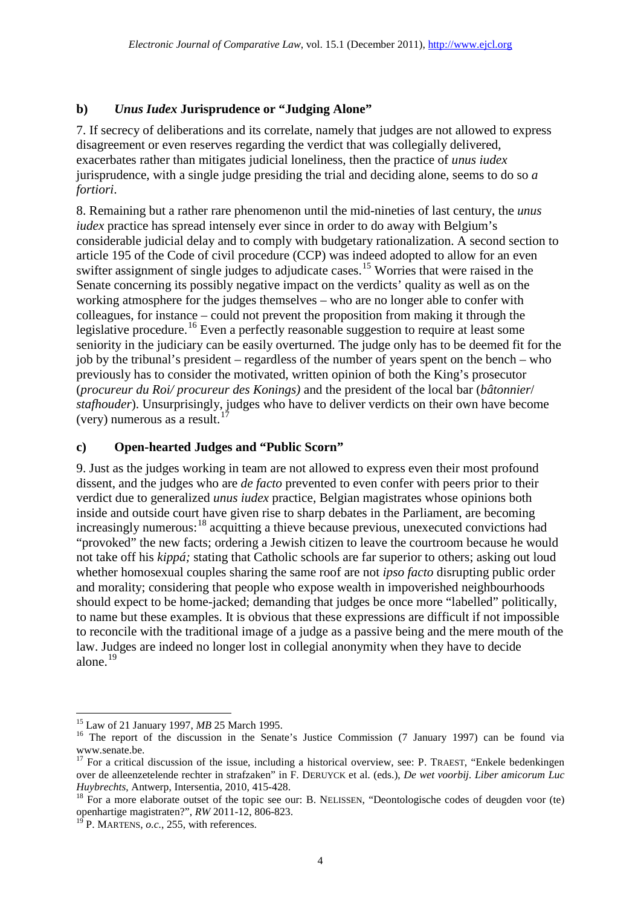### b) *Unus Iudex* Jurisprudence or "Judging Alone"

7. If secrecy of deliberations and its correlate, namely that judges are not allowed to express disagreement or even reserves regarding the verdict that was collegially delivered, exacerbates rather than mitigates judicial loneliness, then the practice of *unus iudex* jurisprudence, with a single judge presiding the trial and deciding alone, seems to do so *a fortiori*.

8. Remaining but a rather rare phenomenon until the mid-nineties of last century, the *unus iudex* practice has spread intensely ever since in order to do away with Belgium's considerable judicial delay and to comply with budgetary rationalization. A second section to article 195 of the Code of civil procedure (CCP) was indeed adopted to allow for an even swifter assignment of single judges to adjudicate cases.[15] Worries that were raised in the Senate concerning its possibly negative impact on the verdicts' quality as well as on the working atmosphere for the judges themselves – who are no longer able to confer with colleagues, for instance – could not prevent the proposition from making it through the legislative procedure.[16] Even a perfectly reasonable suggestion to require at least some seniority in the judiciary can be easily overturned. The judge only has to be deemed fit for the job by the tribunal's president – regardless of the number of years spent on the bench – who previously has to consider the motivated, written opinion of both the King's prosecutor (*procureur du Roi/ procureur des Konings)* and the president of the local bar (*bâtonnier*/ *stafhouder*). Unsurprisingly, judges who have to deliver verdicts on their own have become (very) numerous as a result.[17]

### c) Open-hearted Judges and "Public Scorn"

9. Just as the judges working in team are not allowed to express even their most profound dissent, and the judges who are *de facto* prevented to even confer with peers prior to their verdict due to generalized *unus iudex* practice, Belgian magistrates whose opinions both inside and outside court have given rise to sharp debates in the Parliament, are becoming increasingly numerous:[18] acquitting a thieve because previous, unexecuted convictions had "provoked" the new facts; ordering a Jewish citizen to leave the courtroom because he would not take off his *kippá;* stating that Catholic schools are far superior to others; asking out loud whether homosexual couples sharing the same roof are not *ipso facto* disrupting public order and morality; considering that people who expose wealth in impoverished neighbourhoods should expect to be home-jacked; demanding that judges be once more "labelled" politically, to name but these examples. It is obvious that these expressions are difficult if not impossible to reconcile with the traditional image of a judge as a passive being and the mere mouth of the law. Judges are indeed no longer lost in collegial anonymity when they have to decide alone.[19]

---

[15] Law of 21 January 1997, *MB* 25 March 1995.

[16] The report of the discussion in the Senate's Justice Commission (7 January 1997) can be found via www.senate.be.

[17] For a critical discussion of the issue, including a historical overview, see: P. TRAEST, "Enkele bedenkingen over de alleenzetelende rechter in strafzaken" in F. DERUYCK et al. (eds.), *De wet voorbij. Liber amicorum Luc Huybrechts*, Antwerp, Intersentia, 2010, 415-428.

[18] For a more elaborate outset of the topic see our: B. NELISSEN, "Deontologische codes of deugden voor (te) openhartige magistraten?", *RW* 2011-12, 806-823.

[19] P. MARTENS, *o.c.*, 255, with references.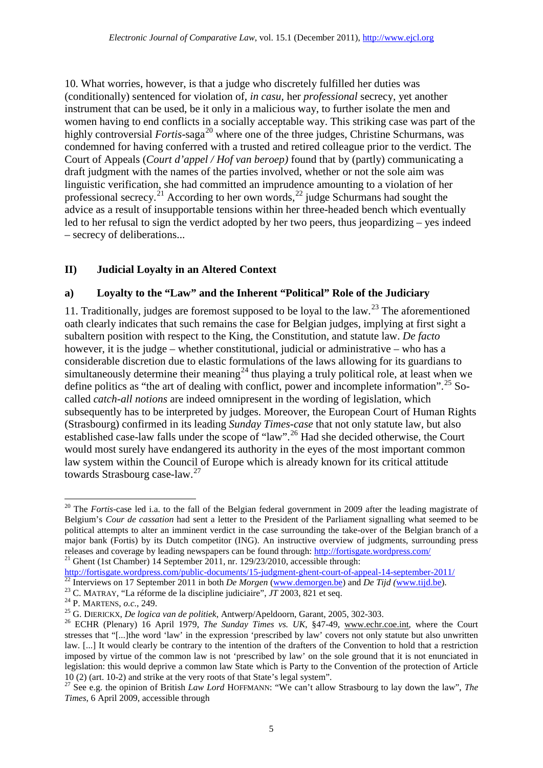10. What worries, however, is that a judge who discretely fulfilled her duties was (conditionally) sentenced for violation of, *in casu*, her *professional* secrecy, yet another instrument that can be used, be it only in a malicious way, to further isolate the men and women having to end conflicts in a socially acceptable way. This striking case was part of the highly controversial *Fortis*-saga[20] where one of the three judges, Christine Schurmans, was condemned for having conferred with a trusted and retired colleague prior to the verdict. The Court of Appeals (*Court d'appel / Hof van beroep)* found that by (partly) communicating a draft judgment with the names of the parties involved, whether or not the sole aim was linguistic verification, she had committed an imprudence amounting to a violation of her professional secrecy.[21] According to her own words,[22] judge Schurmans had sought the advice as a result of insupportable tensions within her three-headed bench which eventually led to her refusal to sign the verdict adopted by her two peers, thus jeopardizing – yes indeed – secrecy of deliberations...

## II) Judicial Loyalty in an Altered Context

### a) Loyalty to the "Law" and the Inherent "Political" Role of the Judiciary

11. Traditionally, judges are foremost supposed to be loyal to the law.[23] The aforementioned oath clearly indicates that such remains the case for Belgian judges, implying at first sight a subaltern position with respect to the King, the Constitution, and statute law. *De facto* however, it is the judge – whether constitutional, judicial or administrative – who has a considerable discretion due to elastic formulations of the laws allowing for its guardians to simultaneously determine their meaning[24] thus playing a truly political role, at least when we define politics as "the art of dealing with conflict, power and incomplete information".[25] So-called *catch-all notions* are indeed omnipresent in the wording of legislation, which subsequently has to be interpreted by judges. Moreover, the European Court of Human Rights (Strasbourg) confirmed in its leading *Sunday Times-case* that not only statute law, but also established case-law falls under the scope of "law".[26] Had she decided otherwise, the Court would most surely have endangered its authority in the eyes of the most important common law system within the Council of Europe which is already known for its critical attitude towards Strasbourg case-law.[27]

---

[20] The *Fortis*-case led i.a. to the fall of the Belgian federal government in 2009 after the leading magistrate of Belgium's *Cour de cassation* had sent a letter to the President of the Parliament signalling what seemed to be political attempts to alter an imminent verdict in the case surrounding the take-over of the Belgian branch of a major bank (Fortis) by its Dutch competitor (ING). An instructive overview of judgments, surrounding press releases and coverage by leading newspapers can be found through: http://fortisgate.wordpress.com/

[21] Ghent (1st Chamber) 14 September 2011, nr. 129/23/2010, accessible through: http://fortisgate.wordpress.com/public-documents/15-judgment-ghent-court-of-appeal-14-september-2011/

[22] Interviews on 17 September 2011 in both *De Morgen* (www.demorgen.be) and *De Tijd* (www.tijd.be).

[23] C. MATRAY, "La réforme de la discipline judiciaire", *JT* 2003, 821 et seq.

[24] P. MARTENS, *o.c.*, 249.

[25] G. DIERICKX, *De logica van de politiek*, Antwerp/Apeldoorn, Garant, 2005, 302-303.

[26] ECHR (Plenary) 16 April 1979, *The Sunday Times vs. UK*, §47-49, www.echr.coe.int, where the Court stresses that "[...]the word 'law' in the expression 'prescribed by law' covers not only statute but also unwritten law. [...] It would clearly be contrary to the intention of the drafters of the Convention to hold that a restriction imposed by virtue of the common law is not 'prescribed by law' on the sole ground that it is not enunciated in legislation: this would deprive a common law State which is Party to the Convention of the protection of Article 10 (2) (art. 10-2) and strike at the very roots of that State's legal system".

[27] See e.g. the opinion of British *Law Lord* HOFFMANN: "We can't allow Strasbourg to lay down the law", *The Times*, 6 April 2009, accessible through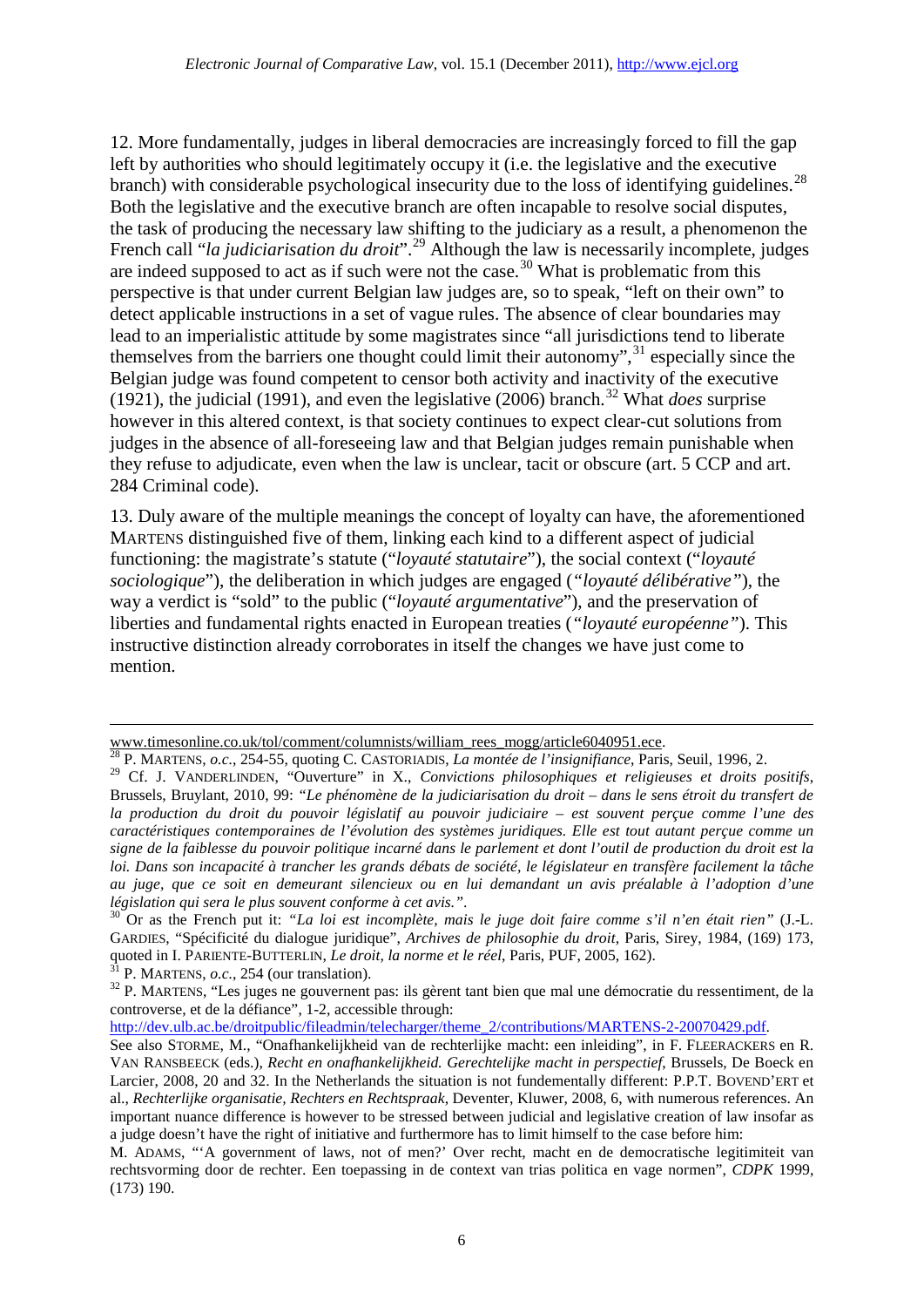12. More fundamentally, judges in liberal democracies are increasingly forced to fill the gap left by authorities who should legitimately occupy it (i.e. the legislative and the executive branch) with considerable psychological insecurity due to the loss of identifying guidelines.[28] Both the legislative and the executive branch are often incapable to resolve social disputes, the task of producing the necessary law shifting to the judiciary as a result, a phenomenon the French call "*la judiciarisation du droit*".[29] Although the law is necessarily incomplete, judges are indeed supposed to act as if such were not the case.[30] What is problematic from this perspective is that under current Belgian law judges are, so to speak, "left on their own" to detect applicable instructions in a set of vague rules. The absence of clear boundaries may lead to an imperialistic attitude by some magistrates since "all jurisdictions tend to liberate themselves from the barriers one thought could limit their autonomy",[31] especially since the Belgian judge was found competent to censor both activity and inactivity of the executive (1921), the judicial (1991), and even the legislative (2006) branch.[32] What *does* surprise however in this altered context, is that society continues to expect clear-cut solutions from judges in the absence of all-foreseeing law and that Belgian judges remain punishable when they refuse to adjudicate, even when the law is unclear, tacit or obscure (art. 5 CCP and art. 284 Criminal code).

13. Duly aware of the multiple meanings the concept of loyalty can have, the aforementioned MARTENS distinguished five of them, linking each kind to a different aspect of judicial functioning: the magistrate's statute ("*loyauté statutaire*"), the social context ("*loyauté sociologique*"), the deliberation in which judges are engaged (*"loyauté délibérative"*), the way a verdict is "sold" to the public ("*loyauté argumentative*"), and the preservation of liberties and fundamental rights enacted in European treaties (*"loyauté européenne"*). This instructive distinction already corroborates in itself the changes we have just come to mention.

---

www.timesonline.co.uk/tol/comment/columnists/william_rees_mogg/article6040951.ece.

[28] P. MARTENS, *o.c.*, 254-55, quoting C. CASTORIADIS, *La montée de l'insignifiance*, Paris, Seuil, 1996, 2.

[29] Cf. J. VANDERLINDEN, "Ouverture" in X., *Convictions philosophiques et religieuses et droits positifs*, Brussels, Bruylant, 2010, 99: *"Le phénomène de la judiciarisation du droit – dans le sens étroit du transfert de la production du droit du pouvoir législatif au pouvoir judiciaire – est souvent perçue comme l'une des caractéristiques contemporaines de l'évolution des systèmes juridiques. Elle est tout autant perçue comme un signe de la faiblesse du pouvoir politique incarné dans le parlement et dont l'outil de production du droit est la loi. Dans son incapacité à trancher les grands débats de société, le législateur en transfère facilement la tâche au juge, que ce soit en demeurant silencieux ou en lui demandant un avis préalable à l'adoption d'une législation qui sera le plus souvent conforme à cet avis."*.

[30] Or as the French put it: *"La loi est incomplète, mais le juge doit faire comme s'il n'en était rien"* (J.-L. GARDIES, "Spécificité du dialogue juridique", *Archives de philosophie du droit*, Paris, Sirey, 1984, (169) 173, quoted in I. PARIENTE-BUTTERLIN, *Le droit, la norme et le réel*, Paris, PUF, 2005, 162).

[31] P. MARTENS, *o.c.*, 254 (our translation).

[32] P. MARTENS, "Les juges ne gouvernent pas: ils gèrent tant bien que mal une démocratie du ressentiment, de la controverse, et de la défiance", 1-2, accessible through: http://dev.ulb.ac.be/droitpublic/fileadmin/telecharger/theme_2/contributions/MARTENS-2-20070429.pdf.
See also STORME, M., "Onafhankelijkheid van de rechterlijke macht: een inleiding", in F. FLEERACKERS en R. VAN RANSBEECK (eds.), *Recht en onafhankelijkheid. Gerechtelijke macht in perspectief*, Brussels, De Boeck en Larcier, 2008, 20 and 32. In the Netherlands the situation is not fundementally different: P.P.T. BOVEND'ERT et al., *Rechterlijke organisatie, Rechters en Rechtspraak*, Deventer, Kluwer, 2008, 6, with numerous references. An important nuance difference is however to be stressed between judicial and legislative creation of law insofar as a judge doesn't have the right of initiative and furthermore has to limit himself to the case before him:
M. ADAMS, "'A government of laws, not of men?' Over recht, macht en de democratische legitimiteit van rechtsvorming door de rechter. Een toepassing in de context van trias politica en vage normen", *CDPK* 1999, (173) 190.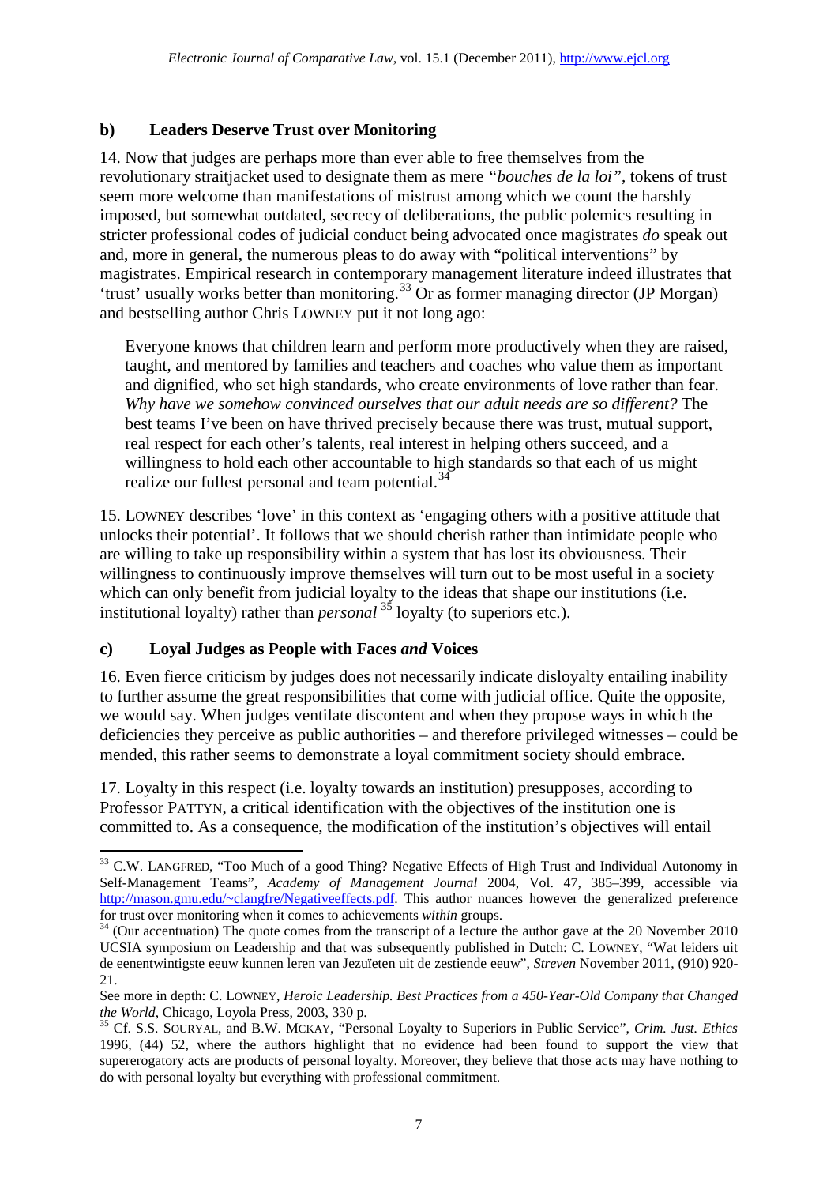### b) Leaders Deserve Trust over Monitoring

14. Now that judges are perhaps more than ever able to free themselves from the revolutionary straitjacket used to designate them as mere *"bouches de la loi"*, tokens of trust seem more welcome than manifestations of mistrust among which we count the harshly imposed, but somewhat outdated, secrecy of deliberations, the public polemics resulting in stricter professional codes of judicial conduct being advocated once magistrates *do* speak out and, more in general, the numerous pleas to do away with "political interventions" by magistrates. Empirical research in contemporary management literature indeed illustrates that 'trust' usually works better than monitoring.[33] Or as former managing director (JP Morgan) and bestselling author Chris LOWNEY put it not long ago:

> Everyone knows that children learn and perform more productively when they are raised, taught, and mentored by families and teachers and coaches who value them as important and dignified, who set high standards, who create environments of love rather than fear. *Why have we somehow convinced ourselves that our adult needs are so different?* The best teams I've been on have thrived precisely because there was trust, mutual support, real respect for each other's talents, real interest in helping others succeed, and a willingness to hold each other accountable to high standards so that each of us might realize our fullest personal and team potential.[34]

15. LOWNEY describes 'love' in this context as 'engaging others with a positive attitude that unlocks their potential'. It follows that we should cherish rather than intimidate people who are willing to take up responsibility within a system that has lost its obviousness. Their willingness to continuously improve themselves will turn out to be most useful in a society which can only benefit from judicial loyalty to the ideas that shape our institutions (i.e. institutional loyalty) rather than *personal* [35] loyalty (to superiors etc.).

### c) Loyal Judges as People with Faces *and* Voices

16. Even fierce criticism by judges does not necessarily indicate disloyalty entailing inability to further assume the great responsibilities that come with judicial office. Quite the opposite, we would say. When judges ventilate discontent and when they propose ways in which the deficiencies they perceive as public authorities – and therefore privileged witnesses – could be mended, this rather seems to demonstrate a loyal commitment society should embrace.

17. Loyalty in this respect (i.e. loyalty towards an institution) presupposes, according to Professor PATTYN, a critical identification with the objectives of the institution one is committed to. As a consequence, the modification of the institution's objectives will entail

---

[33] C.W. LANGFRED, "Too Much of a good Thing? Negative Effects of High Trust and Individual Autonomy in Self-Management Teams", *Academy of Management Journal* 2004, Vol. 47, 385–399, accessible via http://mason.gmu.edu/~clangfre/Negativeeffects.pdf. This author nuances however the generalized preference for trust over monitoring when it comes to achievements *within* groups.

[34] (Our accentuation) The quote comes from the transcript of a lecture the author gave at the 20 November 2010 UCSIA symposium on Leadership and that was subsequently published in Dutch: C. LOWNEY, "Wat leiders uit de eenentwintigste eeuw kunnen leren van Jezuïeten uit de zestiende eeuw", *Streven* November 2011, (910) 920-21.

See more in depth: C. LOWNEY, *Heroic Leadership. Best Practices from a 450-Year-Old Company that Changed the World*, Chicago, Loyola Press, 2003, 330 p.

[35] Cf. S.S. SOURYAL, and B.W. MCKAY, "Personal Loyalty to Superiors in Public Service", *Crim. Just. Ethics* 1996, (44) 52, where the authors highlight that no evidence had been found to support the view that supererogatory acts are products of personal loyalty. Moreover, they believe that those acts may have nothing to do with personal loyalty but everything with professional commitment.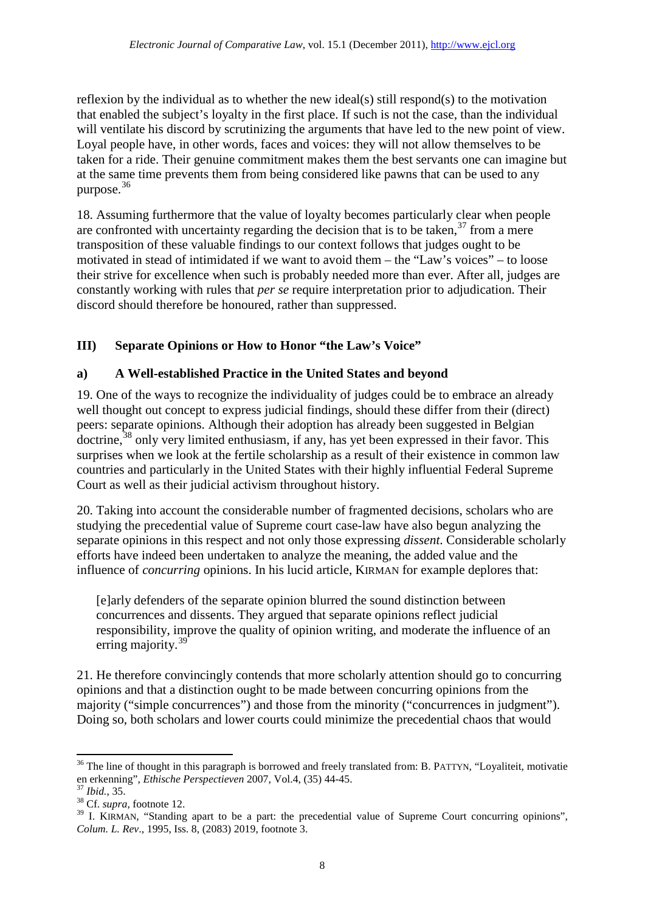reflexion by the individual as to whether the new ideal(s) still respond(s) to the motivation that enabled the subject's loyalty in the first place. If such is not the case, than the individual will ventilate his discord by scrutinizing the arguments that have led to the new point of view. Loyal people have, in other words, faces and voices: they will not allow themselves to be taken for a ride. Their genuine commitment makes them the best servants one can imagine but at the same time prevents them from being considered like pawns that can be used to any purpose.[36]

18. Assuming furthermore that the value of loyalty becomes particularly clear when people are confronted with uncertainty regarding the decision that is to be taken,[37] from a mere transposition of these valuable findings to our context follows that judges ought to be motivated in stead of intimidated if we want to avoid them – the "Law's voices" – to loose their strive for excellence when such is probably needed more than ever. After all, judges are constantly working with rules that *per se* require interpretation prior to adjudication. Their discord should therefore be honoured, rather than suppressed.

## III) Separate Opinions or How to Honor "the Law's Voice"

### a) A Well-established Practice in the United States and beyond

19. One of the ways to recognize the individuality of judges could be to embrace an already well thought out concept to express judicial findings, should these differ from their (direct) peers: separate opinions. Although their adoption has already been suggested in Belgian doctrine,[38] only very limited enthusiasm, if any, has yet been expressed in their favor. This surprises when we look at the fertile scholarship as a result of their existence in common law countries and particularly in the United States with their highly influential Federal Supreme Court as well as their judicial activism throughout history.

20. Taking into account the considerable number of fragmented decisions, scholars who are studying the precedential value of Supreme court case-law have also begun analyzing the separate opinions in this respect and not only those expressing *dissent*. Considerable scholarly efforts have indeed been undertaken to analyze the meaning, the added value and the influence of *concurring* opinions. In his lucid article, KIRMAN for example deplores that:

> [e]arly defenders of the separate opinion blurred the sound distinction between concurrences and dissents. They argued that separate opinions reflect judicial responsibility, improve the quality of opinion writing, and moderate the influence of an erring majority.[39]

21. He therefore convincingly contends that more scholarly attention should go to concurring opinions and that a distinction ought to be made between concurring opinions from the majority ("simple concurrences") and those from the minority ("concurrences in judgment"). Doing so, both scholars and lower courts could minimize the precedential chaos that would

---

[36] The line of thought in this paragraph is borrowed and freely translated from: B. PATTYN, "Loyaliteit, motivatie en erkenning", *Ethische Perspectieven* 2007, Vol.4, (35) 44-45.

[37] *Ibid.*, 35.

[38] Cf. *supra*, footnote 12.

[39] I. KIRMAN, "Standing apart to be a part: the precedential value of Supreme Court concurring opinions", *Colum. L. Rev*., 1995, Iss. 8, (2083) 2019, footnote 3.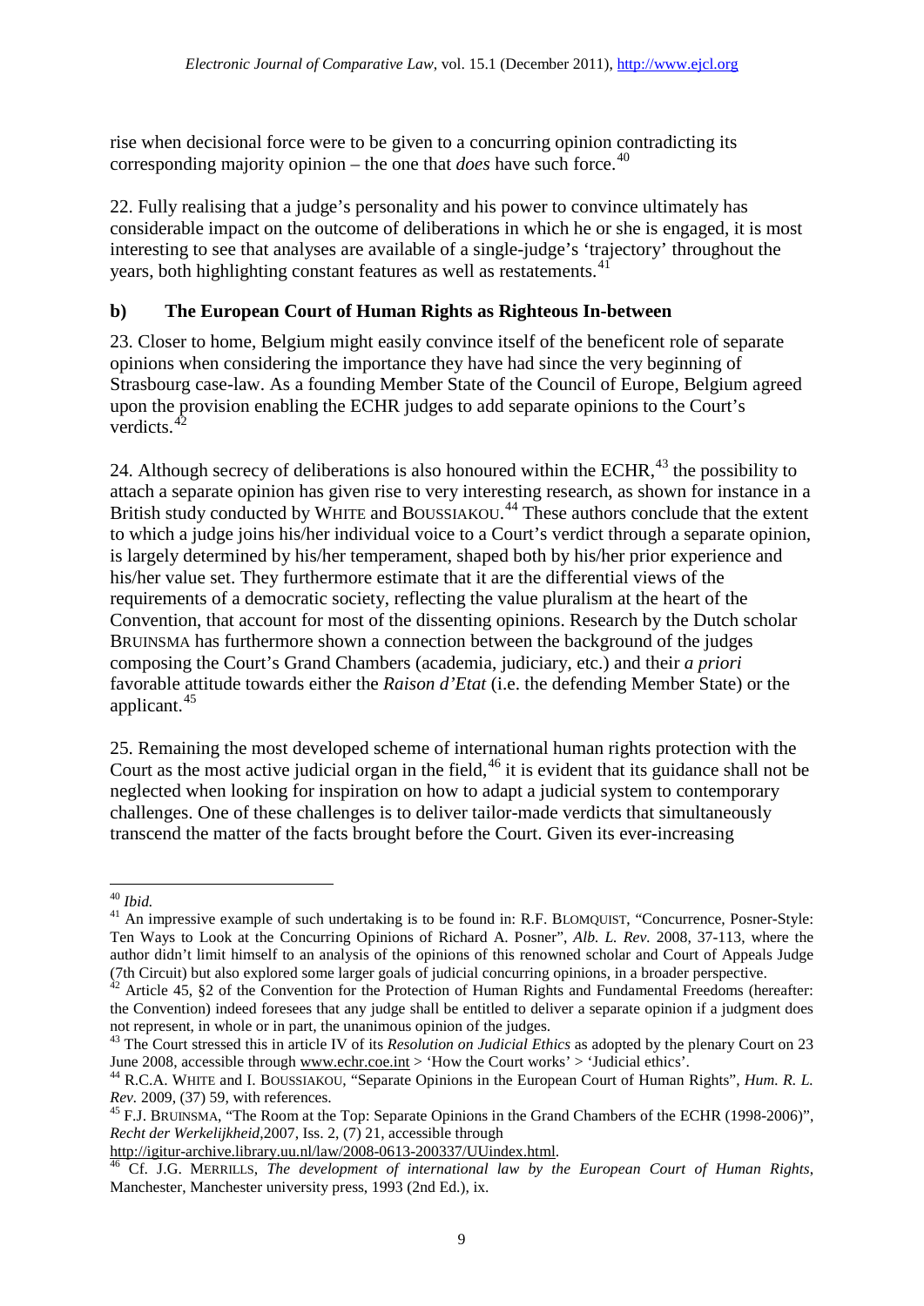rise when decisional force were to be given to a concurring opinion contradicting its corresponding majority opinion – the one that *does* have such force.[40]

22. Fully realising that a judge's personality and his power to convince ultimately has considerable impact on the outcome of deliberations in which he or she is engaged, it is most interesting to see that analyses are available of a single-judge's 'trajectory' throughout the years, both highlighting constant features as well as restatements.[41]

### b) The European Court of Human Rights as Righteous In-between

23. Closer to home, Belgium might easily convince itself of the beneficent role of separate opinions when considering the importance they have had since the very beginning of Strasbourg case-law. As a founding Member State of the Council of Europe, Belgium agreed upon the provision enabling the ECHR judges to add separate opinions to the Court's verdicts.[42]

24. Although secrecy of deliberations is also honoured within the ECHR,[43] the possibility to attach a separate opinion has given rise to very interesting research, as shown for instance in a British study conducted by WHITE and BOUSSIAKOU.[44] These authors conclude that the extent to which a judge joins his/her individual voice to a Court's verdict through a separate opinion, is largely determined by his/her temperament, shaped both by his/her prior experience and his/her value set. They furthermore estimate that it are the differential views of the requirements of a democratic society, reflecting the value pluralism at the heart of the Convention, that account for most of the dissenting opinions. Research by the Dutch scholar BRUINSMA has furthermore shown a connection between the background of the judges composing the Court's Grand Chambers (academia, judiciary, etc.) and their *a priori* favorable attitude towards either the *Raison d'Etat* (i.e. the defending Member State) or the applicant.[45]

25. Remaining the most developed scheme of international human rights protection with the Court as the most active judicial organ in the field,[46] it is evident that its guidance shall not be neglected when looking for inspiration on how to adapt a judicial system to contemporary challenges. One of these challenges is to deliver tailor-made verdicts that simultaneously transcend the matter of the facts brought before the Court. Given its ever-increasing

---

[40] *Ibid.*

[41] An impressive example of such undertaking is to be found in: R.F. BLOMQUIST, "Concurrence, Posner-Style: Ten Ways to Look at the Concurring Opinions of Richard A. Posner", *Alb. L. Rev.* 2008, 37-113, where the author didn't limit himself to an analysis of the opinions of this renowned scholar and Court of Appeals Judge (7th Circuit) but also explored some larger goals of judicial concurring opinions, in a broader perspective.

[42] Article 45, §2 of the Convention for the Protection of Human Rights and Fundamental Freedoms (hereafter: the Convention) indeed foresees that any judge shall be entitled to deliver a separate opinion if a judgment does not represent, in whole or in part, the unanimous opinion of the judges.

[43] The Court stressed this in article IV of its *Resolution on Judicial Ethics* as adopted by the plenary Court on 23 June 2008, accessible through www.echr.coe.int > 'How the Court works' > 'Judicial ethics'.

[44] R.C.A. WHITE and I. BOUSSIAKOU, "Separate Opinions in the European Court of Human Rights", *Hum. R. L. Rev.* 2009, (37) 59, with references.

[45] F.J. BRUINSMA, "The Room at the Top: Separate Opinions in the Grand Chambers of the ECHR (1998-2006)", *Recht der Werkelijkheid*,2007, Iss. 2, (7) 21, accessible through http://igitur-archive.library.uu.nl/law/2008-0613-200337/UUindex.html.

[46] Cf. J.G. MERRILLS, *The development of international law by the European Court of Human Rights*, Manchester, Manchester university press, 1993 (2nd Ed.), ix.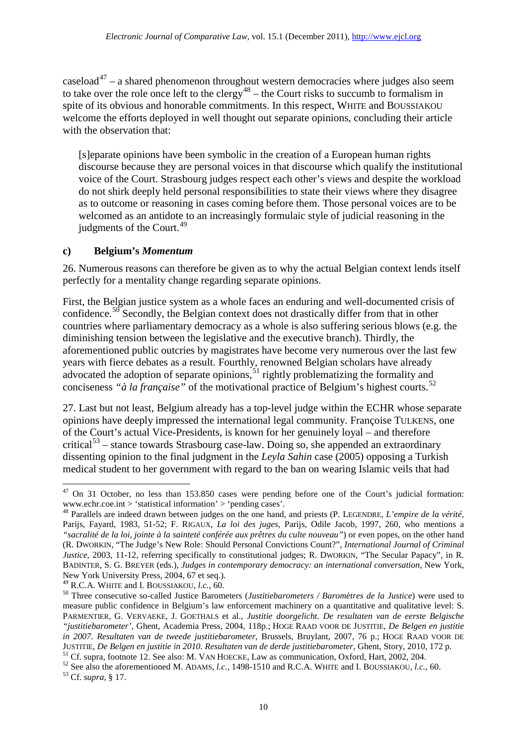caseload[47] – a shared phenomenon throughout western democracies where judges also seem to take over the role once left to the clergy[48] – the Court risks to succumb to formalism in spite of its obvious and honorable commitments. In this respect, WHITE and BOUSSIAKOU welcome the efforts deployed in well thought out separate opinions, concluding their article with the observation that:

> [s]eparate opinions have been symbolic in the creation of a European human rights discourse because they are personal voices in that discourse which qualify the institutional voice of the Court. Strasbourg judges respect each other's views and despite the workload do not shirk deeply held personal responsibilities to state their views where they disagree as to outcome or reasoning in cases coming before them. Those personal voices are to be welcomed as an antidote to an increasingly formulaic style of judicial reasoning in the judgments of the Court.[49]

### c) Belgium's *Momentum*

26. Numerous reasons can therefore be given as to why the actual Belgian context lends itself perfectly for a mentality change regarding separate opinions.

First, the Belgian justice system as a whole faces an enduring and well-documented crisis of confidence.[50] Secondly, the Belgian context does not drastically differ from that in other countries where parliamentary democracy as a whole is also suffering serious blows (e.g. the diminishing tension between the legislative and the executive branch). Thirdly, the aforementioned public outcries by magistrates have become very numerous over the last few years with fierce debates as a result. Fourthly, renowned Belgian scholars have already advocated the adoption of separate opinions,[51] rightly problematizing the formality and conciseness *"à la française"* of the motivational practice of Belgium's highest courts.[52]

27. Last but not least, Belgium already has a top-level judge within the ECHR whose separate opinions have deeply impressed the international legal community. Françoise TULKENS, one of the Court's actual Vice-Presidents, is known for her genuinely loyal – and therefore critical[53] – stance towards Strasbourg case-law. Doing so, she appended an extraordinary dissenting opinion to the final judgment in the *Leyla Sahin* case (2005) opposing a Turkish medical student to her government with regard to the ban on wearing Islamic veils that had

---

[47] On 31 October, no less than 153.850 cases were pending before one of the Court's judicial formation: www.echr.coe.int > 'statistical information' > 'pending cases'.

[48] Parallels are indeed drawn between judges on the one hand, and priests (P. LEGENDRE, *L'empire de la vérité*, Parijs, Fayard, 1983, 51-52; F. RIGAUX, *La loi des juges*, Parijs, Odile Jacob, 1997, 260, who mentions a *"sacralité de la loi, jointe à la sainteté conférée aux prêtres du culte nouveau"*) or even popes, on the other hand (R. DWORKIN, "The Judge's New Role: Should Personal Convictions Count?", *International Journal of Criminal Justice*, 2003, 11-12, referring specifically to constitutional judges; R. DWORKIN, "The Secular Papacy", in R. BADINTER, S. G. BREYER (eds.), *Judges in contemporary democracy: an international conversation*, New York, New York University Press, 2004, 67 et seq.).

[49] R.C.A. WHITE and I. BOUSSIAKOU, *l.c.*, 60.

[50] Three consecutive so-called Justice Barometers (*Justitiebarometers / Baromètres de la Justice*) were used to measure public confidence in Belgium's law enforcement machinery on a quantitative and qualitative level: S. PARMENTIER, G. VERVAEKE, J. GOETHALS et al., *Justitie doorgelicht. De resultaten van de eerste Belgische "justitiebarometer"*, Ghent, Academia Press, 2004, 118p.; HOGE RAAD VOOR DE JUSTITIE, *De Belgen en justitie in 2007. Resultaten van de tweede justitiebarometer*, Brussels, Bruylant, 2007, 76 p.; HOGE RAAD VOOR DE JUSTITIE, *De Belgen en justitie in 2010. Resultaten van de derde justitiebarometer*, Ghent, Story, 2010, 172 p.

[51] Cf. supra, footnote 12. See also: M. VAN HOECKE, Law as communication, Oxford, Hart, 2002, 204.

[52] See also the aforementioned M. ADAMS, *l.c.*, 1498-1510 and R.C.A. WHITE and I. BOUSSIAKOU, *l.c.*, 60.

[53] Cf. *supra*, § 17.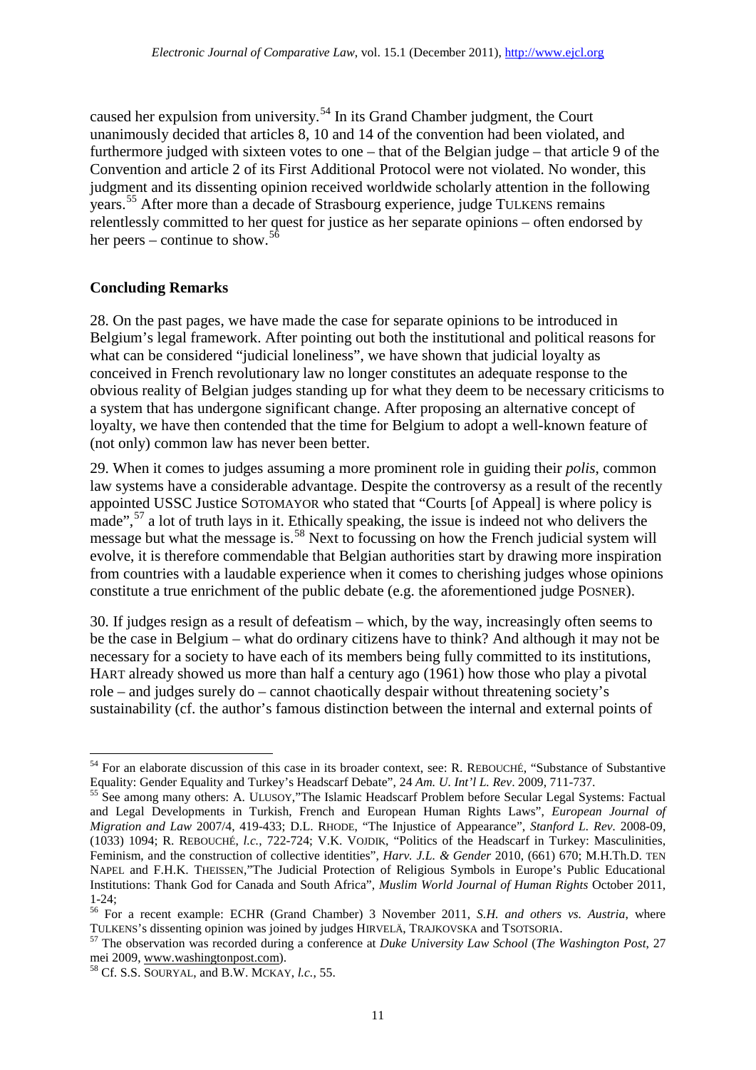caused her expulsion from university.[54] In its Grand Chamber judgment, the Court unanimously decided that articles 8, 10 and 14 of the convention had been violated, and furthermore judged with sixteen votes to one – that of the Belgian judge – that article 9 of the Convention and article 2 of its First Additional Protocol were not violated. No wonder, this judgment and its dissenting opinion received worldwide scholarly attention in the following years.[55] After more than a decade of Strasbourg experience, judge TULKENS remains relentlessly committed to her quest for justice as her separate opinions – often endorsed by her peers – continue to show.[56]

## Concluding Remarks

28. On the past pages, we have made the case for separate opinions to be introduced in Belgium's legal framework. After pointing out both the institutional and political reasons for what can be considered "judicial loneliness", we have shown that judicial loyalty as conceived in French revolutionary law no longer constitutes an adequate response to the obvious reality of Belgian judges standing up for what they deem to be necessary criticisms to a system that has undergone significant change. After proposing an alternative concept of loyalty, we have then contended that the time for Belgium to adopt a well-known feature of (not only) common law has never been better.

29. When it comes to judges assuming a more prominent role in guiding their *polis*, common law systems have a considerable advantage. Despite the controversy as a result of the recently appointed USSC Justice SOTOMAYOR who stated that "Courts [of Appeal] is where policy is made",[57] a lot of truth lays in it. Ethically speaking, the issue is indeed not who delivers the message but what the message is.[58] Next to focussing on how the French judicial system will evolve, it is therefore commendable that Belgian authorities start by drawing more inspiration from countries with a laudable experience when it comes to cherishing judges whose opinions constitute a true enrichment of the public debate (e.g. the aforementioned judge POSNER).

30. If judges resign as a result of defeatism – which, by the way, increasingly often seems to be the case in Belgium – what do ordinary citizens have to think? And although it may not be necessary for a society to have each of its members being fully committed to its institutions, HART already showed us more than half a century ago (1961) how those who play a pivotal role – and judges surely do – cannot chaotically despair without threatening society's sustainability (cf. the author's famous distinction between the internal and external points of

---

[54] For an elaborate discussion of this case in its broader context, see: R. REBOUCHÉ, "Substance of Substantive Equality: Gender Equality and Turkey's Headscarf Debate", 24 *Am. U. Int'l L. Rev*. 2009, 711-737.

[55] See among many others: A. ULUSOY,"The Islamic Headscarf Problem before Secular Legal Systems: Factual and Legal Developments in Turkish, French and European Human Rights Laws", *European Journal of Migration and Law* 2007/4, 419-433; D.L. RHODE, "The Injustice of Appearance", *Stanford L. Rev.* 2008-09, (1033) 1094; R. REBOUCHÉ, *l.c.*, 722-724; V.K. VOJDIK, "Politics of the Headscarf in Turkey: Masculinities, Feminism, and the construction of collective identities", *Harv. J.L. & Gender* 2010, (661) 670; M.H.Th.D. TEN NAPEL and F.H.K. THEISSEN,"The Judicial Protection of Religious Symbols in Europe's Public Educational Institutions: Thank God for Canada and South Africa", *Muslim World Journal of Human Rights* October 2011, 1-24;

[56] For a recent example: ECHR (Grand Chamber) 3 November 2011, *S.H. and others vs. Austria*, where TULKENS's dissenting opinion was joined by judges HIRVELÄ, TRAJKOVSKA and TSOTSORIA.

[57] The observation was recorded during a conference at *Duke University Law School* (*The Washington Post*, 27 mei 2009, www.washingtonpost.com).

[58] Cf. S.S. SOURYAL, and B.W. MCKAY, *l.c.*, 55.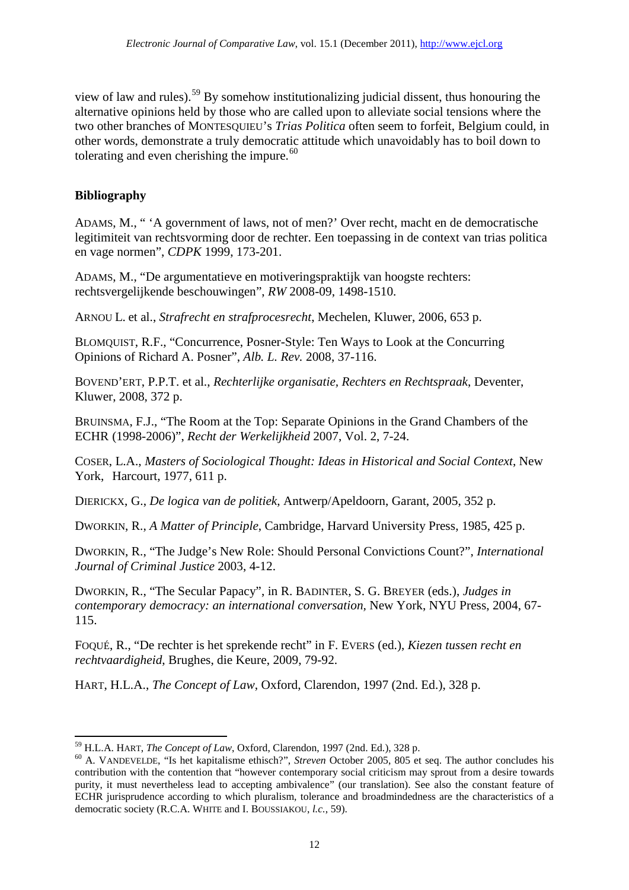view of law and rules).[59] By somehow institutionalizing judicial dissent, thus honouring the alternative opinions held by those who are called upon to alleviate social tensions where the two other branches of MONTESQUIEU's *Trias Politica* often seem to forfeit, Belgium could, in other words, demonstrate a truly democratic attitude which unavoidably has to boil down to tolerating and even cherishing the impure.[60]

## Bibliography

ADAMS, M., " 'A government of laws, not of men?' Over recht, macht en de democratische legitimiteit van rechtsvorming door de rechter. Een toepassing in de context van trias politica en vage normen", *CDPK* 1999, 173-201.

ADAMS, M., "De argumentatieve en motiveringspraktijk van hoogste rechters: rechtsvergelijkende beschouwingen", *RW* 2008-09, 1498-1510.

ARNOU L. et al., *Strafrecht en strafprocesrecht*, Mechelen, Kluwer, 2006, 653 p.

BLOMQUIST, R.F., "Concurrence, Posner-Style: Ten Ways to Look at the Concurring Opinions of Richard A. Posner", *Alb. L. Rev.* 2008, 37-116.

BOVEND'ERT, P.P.T. et al., *Rechterlijke organisatie, Rechters en Rechtspraak*, Deventer, Kluwer, 2008, 372 p.

BRUINSMA, F.J., "The Room at the Top: Separate Opinions in the Grand Chambers of the ECHR (1998-2006)", *Recht der Werkelijkheid* 2007, Vol. 2, 7-24.

COSER, L.A., *Masters of Sociological Thought: Ideas in Historical and Social Context*, New York, Harcourt, 1977, 611 p.

DIERICKX, G., *De logica van de politiek*, Antwerp/Apeldoorn, Garant, 2005, 352 p.

DWORKIN, R., *A Matter of Principle*, Cambridge, Harvard University Press, 1985, 425 p.

DWORKIN, R., "The Judge's New Role: Should Personal Convictions Count?", *International Journal of Criminal Justice* 2003, 4-12.

DWORKIN, R., "The Secular Papacy", in R. BADINTER, S. G. BREYER (eds.), *Judges in contemporary democracy: an international conversation*, New York, NYU Press, 2004, 67-115.

FOQUÉ, R., "De rechter is het sprekende recht" in F. EVERS (ed.), *Kiezen tussen recht en rechtvaardigheid*, Brughes, die Keure, 2009, 79-92.

HART, H.L.A., *The Concept of Law*, Oxford, Clarendon, 1997 (2nd. Ed.), 328 p.

---

[59] H.L.A. HART, *The Concept of Law*, Oxford, Clarendon, 1997 (2nd. Ed.), 328 p.

[60] A. VANDEVELDE, "Is het kapitalisme ethisch?", *Streven* October 2005, 805 et seq. The author concludes his contribution with the contention that "however contemporary social criticism may sprout from a desire towards purity, it must nevertheless lead to accepting ambivalence" (our translation). See also the constant feature of ECHR jurisprudence according to which pluralism, tolerance and broadmindedness are the characteristics of a democratic society (R.C.A. WHITE and I. BOUSSIAKOU, *l.c.*, 59).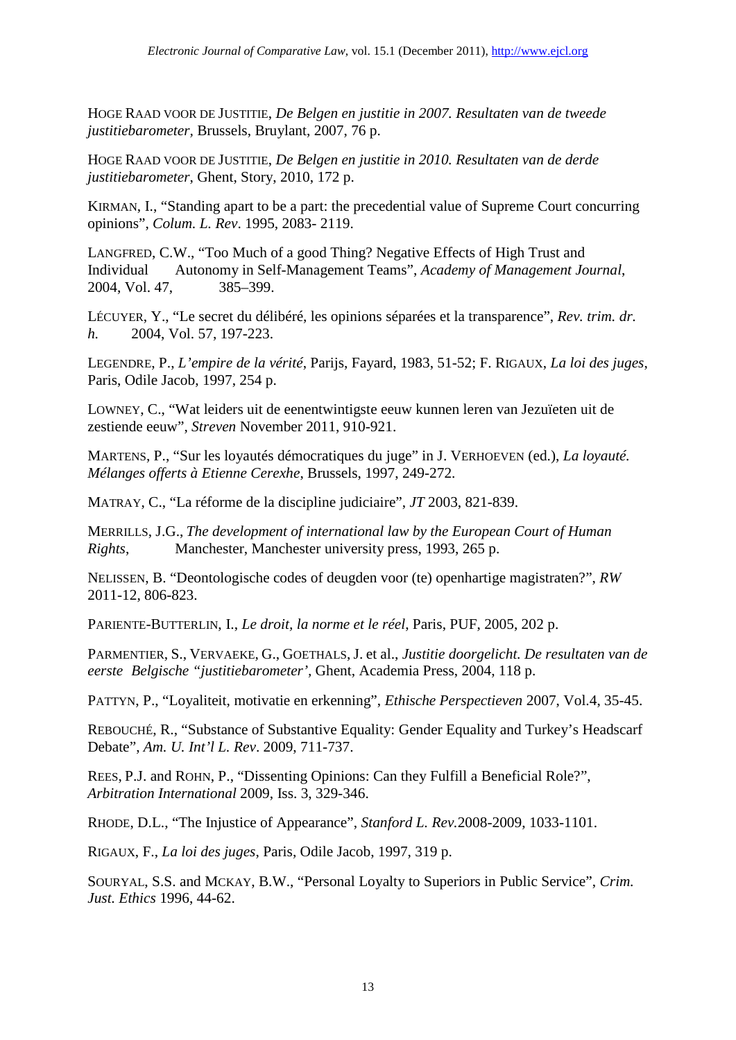HOGE RAAD VOOR DE JUSTITIE, *De Belgen en justitie in 2007. Resultaten van de tweede justitiebarometer*, Brussels, Bruylant, 2007, 76 p.

HOGE RAAD VOOR DE JUSTITIE, *De Belgen en justitie in 2010. Resultaten van de derde justitiebarometer*, Ghent, Story, 2010, 172 p.

KIRMAN, I., "Standing apart to be a part: the precedential value of Supreme Court concurring opinions", *Colum. L. Rev*. 1995, 2083- 2119.

LANGFRED, C.W., "Too Much of a good Thing? Negative Effects of High Trust and Individual Autonomy in Self-Management Teams", *Academy of Management Journal*, 2004, Vol. 47, 385–399.

LÉCUYER, Y., "Le secret du délibéré, les opinions séparées et la transparence", *Rev. trim. dr. h.* 2004, Vol. 57, 197-223.

LEGENDRE, P., *L'empire de la vérité*, Parijs, Fayard, 1983, 51-52; F. RIGAUX, *La loi des juges*, Paris, Odile Jacob, 1997, 254 p.

LOWNEY, C., "Wat leiders uit de eenentwintigste eeuw kunnen leren van Jezuïeten uit de zestiende eeuw", *Streven* November 2011, 910-921.

MARTENS, P., "Sur les loyautés démocratiques du juge" in J. VERHOEVEN (ed.), *La loyauté. Mélanges offerts à Etienne Cerexhe*, Brussels, 1997, 249-272.

MATRAY, C., "La réforme de la discipline judiciaire", *JT* 2003, 821-839.

MERRILLS, J.G., *The development of international law by the European Court of Human Rights*, Manchester, Manchester university press, 1993, 265 p.

NELISSEN, B. "Deontologische codes of deugden voor (te) openhartige magistraten?", *RW* 2011-12, 806-823.

PARIENTE-BUTTERLIN, I., *Le droit, la norme et le réel*, Paris, PUF, 2005, 202 p.

PARMENTIER, S., VERVAEKE, G., GOETHALS, J. et al., *Justitie doorgelicht. De resultaten van de eerste Belgische "justitiebarometer'*, Ghent, Academia Press, 2004, 118 p.

PATTYN, P., "Loyaliteit, motivatie en erkenning", *Ethische Perspectieven* 2007, Vol.4, 35-45.

REBOUCHÉ, R., "Substance of Substantive Equality: Gender Equality and Turkey's Headscarf Debate", *Am. U. Int'l L. Rev*. 2009, 711-737.

REES, P.J. and ROHN, P., "Dissenting Opinions: Can they Fulfill a Beneficial Role?", *Arbitration International* 2009, Iss. 3, 329-346.

RHODE, D.L., "The Injustice of Appearance", *Stanford L. Rev.*2008-2009, 1033-1101.

RIGAUX, F., *La loi des juges*, Paris, Odile Jacob, 1997, 319 p.

SOURYAL, S.S. and MCKAY, B.W., "Personal Loyalty to Superiors in Public Service", *Crim. Just. Ethics* 1996, 44-62.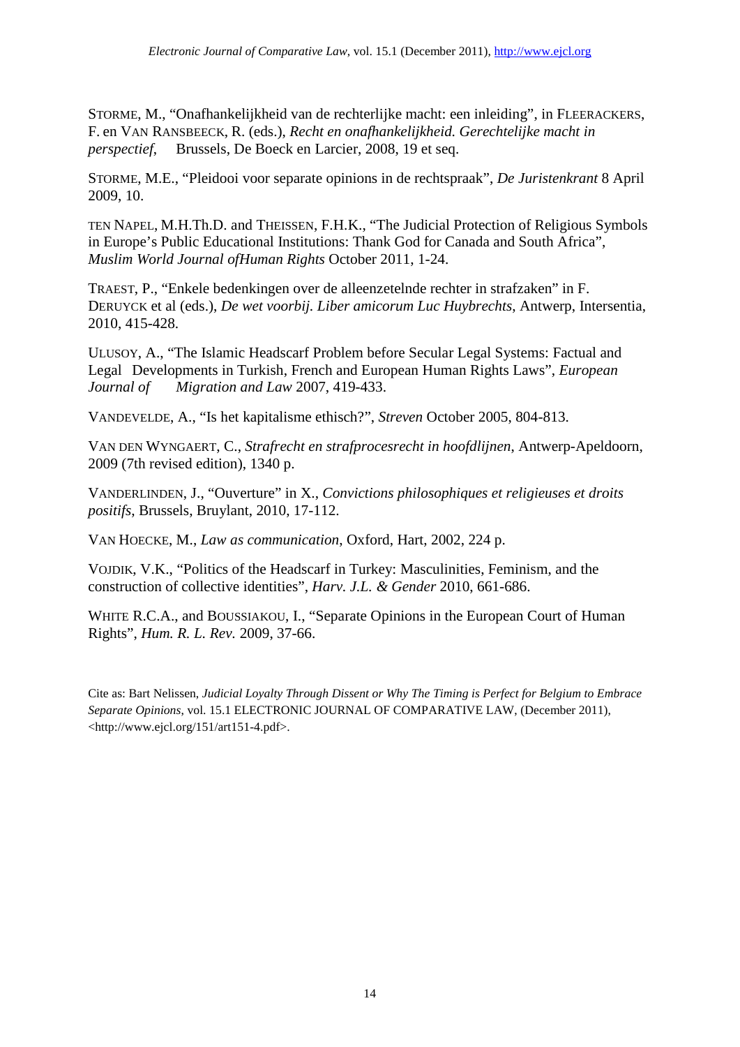STORME, M., "Onafhankelijkheid van de rechterlijke macht: een inleiding", in FLEERACKERS, F. en VAN RANSBEECK, R. (eds.), *Recht en onafhankelijkheid. Gerechtelijke macht in perspectief*, Brussels, De Boeck en Larcier, 2008, 19 et seq.

STORME, M.E., "Pleidooi voor separate opinions in de rechtspraak", *De Juristenkrant* 8 April 2009, 10.

TEN NAPEL, M.H.Th.D. and THEISSEN, F.H.K., "The Judicial Protection of Religious Symbols in Europe's Public Educational Institutions: Thank God for Canada and South Africa", *Muslim World Journal ofHuman Rights* October 2011, 1-24.

TRAEST, P., "Enkele bedenkingen over de alleenzetelnde rechter in strafzaken" in F. DERUYCK et al (eds.), *De wet voorbij. Liber amicorum Luc Huybrechts*, Antwerp, Intersentia, 2010, 415-428.

ULUSOY, A., "The Islamic Headscarf Problem before Secular Legal Systems: Factual and Legal Developments in Turkish, French and European Human Rights Laws", *European Journal of Migration and Law* 2007, 419-433.

VANDEVELDE, A., "Is het kapitalisme ethisch?", *Streven* October 2005, 804-813.

VAN DEN WYNGAERT, C., *Strafrecht en strafprocesrecht in hoofdlijnen*, Antwerp-Apeldoorn, 2009 (7th revised edition), 1340 p.

VANDERLINDEN, J., "Ouverture" in X., *Convictions philosophiques et religieuses et droits positifs*, Brussels, Bruylant, 2010, 17-112.

VAN HOECKE, M., *Law as communication*, Oxford, Hart, 2002, 224 p.

VOJDIK, V.K., "Politics of the Headscarf in Turkey: Masculinities, Feminism, and the construction of collective identities", *Harv. J.L. & Gender* 2010, 661-686.

WHITE R.C.A., and BOUSSIAKOU, I., "Separate Opinions in the European Court of Human Rights", *Hum. R. L. Rev.* 2009, 37-66.

Cite as: Bart Nelissen, *Judicial Loyalty Through Dissent or Why The Timing is Perfect for Belgium to Embrace Separate Opinions*, vol. 15.1 ELECTRONIC JOURNAL OF COMPARATIVE LAW, (December 2011), <http://www.ejcl.org/151/art151-4.pdf>.